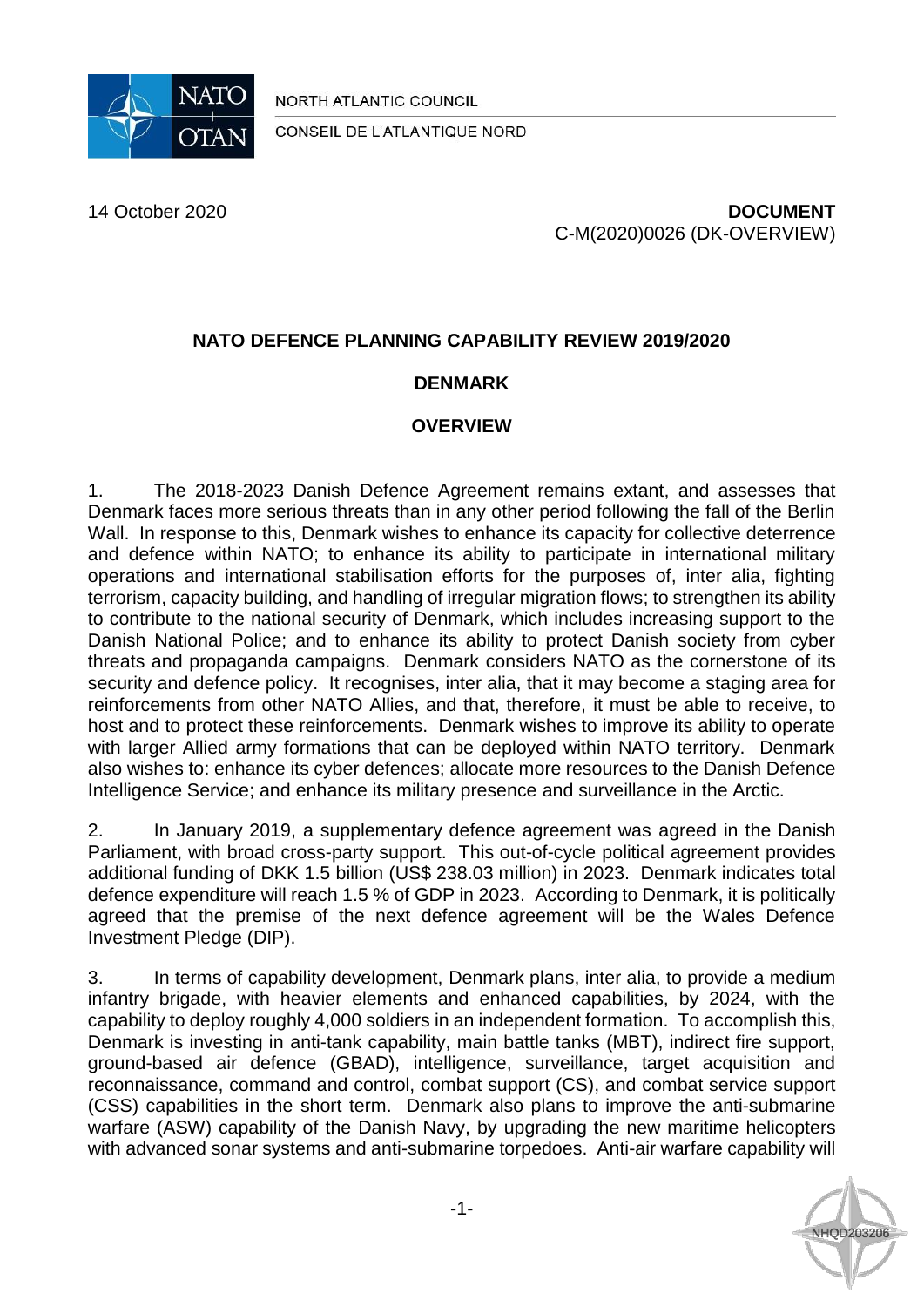NORTH ATLANTIC COUNCIL

CONSEIL DE L'ATLANTIQUE NORD

14 October 2020

**DOCUMENT**
C-M(2020)0026 (DK-OVERVIEW)

# NATO DEFENCE PLANNING CAPABILITY REVIEW 2019/2020

## DENMARK

## OVERVIEW

1. The 2018-2023 Danish Defence Agreement remains extant, and assesses that Denmark faces more serious threats than in any other period following the fall of the Berlin Wall. In response to this, Denmark wishes to enhance its capacity for collective deterrence and defence within NATO; to enhance its ability to participate in international military operations and international stabilisation efforts for the purposes of, inter alia, fighting terrorism, capacity building, and handling of irregular migration flows; to strengthen its ability to contribute to the national security of Denmark, which includes increasing support to the Danish National Police; and to enhance its ability to protect Danish society from cyber threats and propaganda campaigns. Denmark considers NATO as the cornerstone of its security and defence policy. It recognises, inter alia, that it may become a staging area for reinforcements from other NATO Allies, and that, therefore, it must be able to receive, to host and to protect these reinforcements. Denmark wishes to improve its ability to operate with larger Allied army formations that can be deployed within NATO territory. Denmark also wishes to: enhance its cyber defences; allocate more resources to the Danish Defence Intelligence Service; and enhance its military presence and surveillance in the Arctic.

2. In January 2019, a supplementary defence agreement was agreed in the Danish Parliament, with broad cross-party support. This out-of-cycle political agreement provides additional funding of DKK 1.5 billion (US$ 238.03 million) in 2023. Denmark indicates total defence expenditure will reach 1.5 % of GDP in 2023. According to Denmark, it is politically agreed that the premise of the next defence agreement will be the Wales Defence Investment Pledge (DIP).

3. In terms of capability development, Denmark plans, inter alia, to provide a medium infantry brigade, with heavier elements and enhanced capabilities, by 2024, with the capability to deploy roughly 4,000 soldiers in an independent formation. To accomplish this, Denmark is investing in anti-tank capability, main battle tanks (MBT), indirect fire support, ground-based air defence (GBAD), intelligence, surveillance, target acquisition and reconnaissance, command and control, combat support (CS), and combat service support (CSS) capabilities in the short term. Denmark also plans to improve the anti-submarine warfare (ASW) capability of the Danish Navy, by upgrading the new maritime helicopters with advanced sonar systems and anti-submarine torpedoes. Anti-air warfare capability will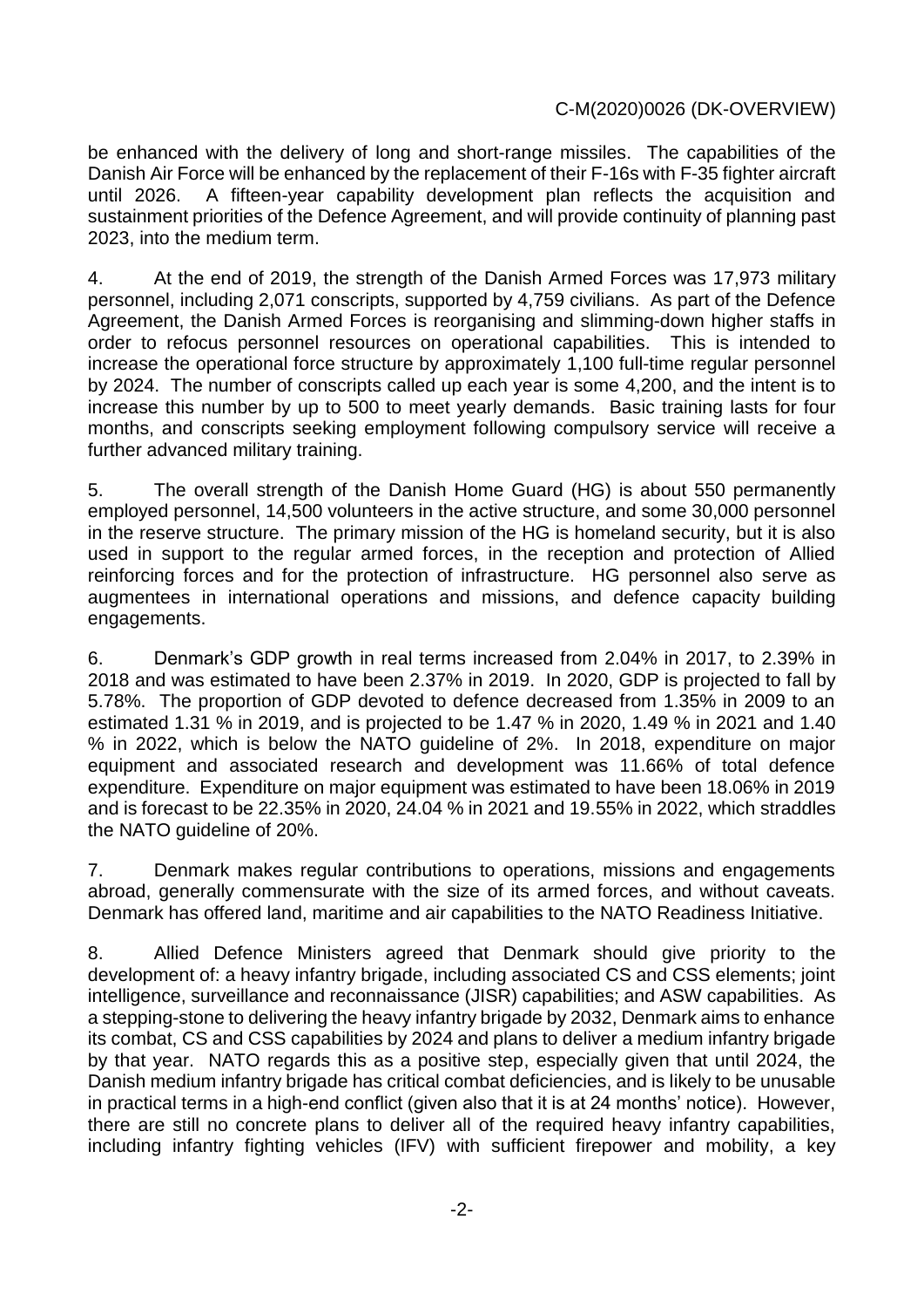be enhanced with the delivery of long and short-range missiles. The capabilities of the Danish Air Force will be enhanced by the replacement of their F-16s with F-35 fighter aircraft until 2026. A fifteen-year capability development plan reflects the acquisition and sustainment priorities of the Defence Agreement, and will provide continuity of planning past 2023, into the medium term.

4. At the end of 2019, the strength of the Danish Armed Forces was 17,973 military personnel, including 2,071 conscripts, supported by 4,759 civilians. As part of the Defence Agreement, the Danish Armed Forces is reorganising and slimming-down higher staffs in order to refocus personnel resources on operational capabilities. This is intended to increase the operational force structure by approximately 1,100 full-time regular personnel by 2024. The number of conscripts called up each year is some 4,200, and the intent is to increase this number by up to 500 to meet yearly demands. Basic training lasts for four months, and conscripts seeking employment following compulsory service will receive a further advanced military training.

5. The overall strength of the Danish Home Guard (HG) is about 550 permanently employed personnel, 14,500 volunteers in the active structure, and some 30,000 personnel in the reserve structure. The primary mission of the HG is homeland security, but it is also used in support to the regular armed forces, in the reception and protection of Allied reinforcing forces and for the protection of infrastructure. HG personnel also serve as augmentees in international operations and missions, and defence capacity building engagements.

6. Denmark's GDP growth in real terms increased from 2.04% in 2017, to 2.39% in 2018 and was estimated to have been 2.37% in 2019. In 2020, GDP is projected to fall by 5.78%. The proportion of GDP devoted to defence decreased from 1.35% in 2009 to an estimated 1.31 % in 2019, and is projected to be 1.47 % in 2020, 1.49 % in 2021 and 1.40 % in 2022, which is below the NATO guideline of 2%. In 2018, expenditure on major equipment and associated research and development was 11.66% of total defence expenditure. Expenditure on major equipment was estimated to have been 18.06% in 2019 and is forecast to be 22.35% in 2020, 24.04 % in 2021 and 19.55% in 2022, which straddles the NATO guideline of 20%.

7. Denmark makes regular contributions to operations, missions and engagements abroad, generally commensurate with the size of its armed forces, and without caveats. Denmark has offered land, maritime and air capabilities to the NATO Readiness Initiative.

8. Allied Defence Ministers agreed that Denmark should give priority to the development of: a heavy infantry brigade, including associated CS and CSS elements; joint intelligence, surveillance and reconnaissance (JISR) capabilities; and ASW capabilities. As a stepping-stone to delivering the heavy infantry brigade by 2032, Denmark aims to enhance its combat, CS and CSS capabilities by 2024 and plans to deliver a medium infantry brigade by that year. NATO regards this as a positive step, especially given that until 2024, the Danish medium infantry brigade has critical combat deficiencies, and is likely to be unusable in practical terms in a high-end conflict (given also that it is at 24 months' notice). However, there are still no concrete plans to deliver all of the required heavy infantry capabilities, including infantry fighting vehicles (IFV) with sufficient firepower and mobility, a key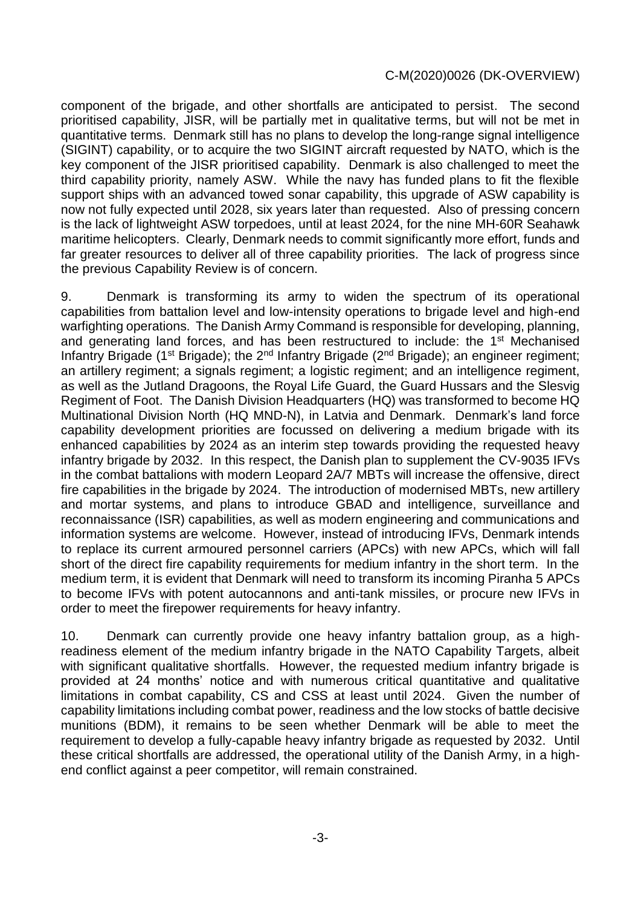component of the brigade, and other shortfalls are anticipated to persist. The second prioritised capability, JISR, will be partially met in qualitative terms, but will not be met in quantitative terms. Denmark still has no plans to develop the long-range signal intelligence (SIGINT) capability, or to acquire the two SIGINT aircraft requested by NATO, which is the key component of the JISR prioritised capability. Denmark is also challenged to meet the third capability priority, namely ASW. While the navy has funded plans to fit the flexible support ships with an advanced towed sonar capability, this upgrade of ASW capability is now not fully expected until 2028, six years later than requested. Also of pressing concern is the lack of lightweight ASW torpedoes, until at least 2024, for the nine MH-60R Seahawk maritime helicopters. Clearly, Denmark needs to commit significantly more effort, funds and far greater resources to deliver all of three capability priorities. The lack of progress since the previous Capability Review is of concern.

9. Denmark is transforming its army to widen the spectrum of its operational capabilities from battalion level and low-intensity operations to brigade level and high-end warfighting operations. The Danish Army Command is responsible for developing, planning, and generating land forces, and has been restructured to include: the 1st Mechanised Infantry Brigade (1st Brigade); the 2nd Infantry Brigade (2nd Brigade); an engineer regiment; an artillery regiment; a signals regiment; a logistic regiment; and an intelligence regiment, as well as the Jutland Dragoons, the Royal Life Guard, the Guard Hussars and the Slesvig Regiment of Foot. The Danish Division Headquarters (HQ) was transformed to become HQ Multinational Division North (HQ MND-N), in Latvia and Denmark. Denmark's land force capability development priorities are focussed on delivering a medium brigade with its enhanced capabilities by 2024 as an interim step towards providing the requested heavy infantry brigade by 2032. In this respect, the Danish plan to supplement the CV-9035 IFVs in the combat battalions with modern Leopard 2A/7 MBTs will increase the offensive, direct fire capabilities in the brigade by 2024. The introduction of modernised MBTs, new artillery and mortar systems, and plans to introduce GBAD and intelligence, surveillance and reconnaissance (ISR) capabilities, as well as modern engineering and communications and information systems are welcome. However, instead of introducing IFVs, Denmark intends to replace its current armoured personnel carriers (APCs) with new APCs, which will fall short of the direct fire capability requirements for medium infantry in the short term. In the medium term, it is evident that Denmark will need to transform its incoming Piranha 5 APCs to become IFVs with potent autocannons and anti-tank missiles, or procure new IFVs in order to meet the firepower requirements for heavy infantry.

10. Denmark can currently provide one heavy infantry battalion group, as a high-readiness element of the medium infantry brigade in the NATO Capability Targets, albeit with significant qualitative shortfalls. However, the requested medium infantry brigade is provided at 24 months' notice and with numerous critical quantitative and qualitative limitations in combat capability, CS and CSS at least until 2024. Given the number of capability limitations including combat power, readiness and the low stocks of battle decisive munitions (BDM), it remains to be seen whether Denmark will be able to meet the requirement to develop a fully-capable heavy infantry brigade as requested by 2032. Until these critical shortfalls are addressed, the operational utility of the Danish Army, in a high-end conflict against a peer competitor, will remain constrained.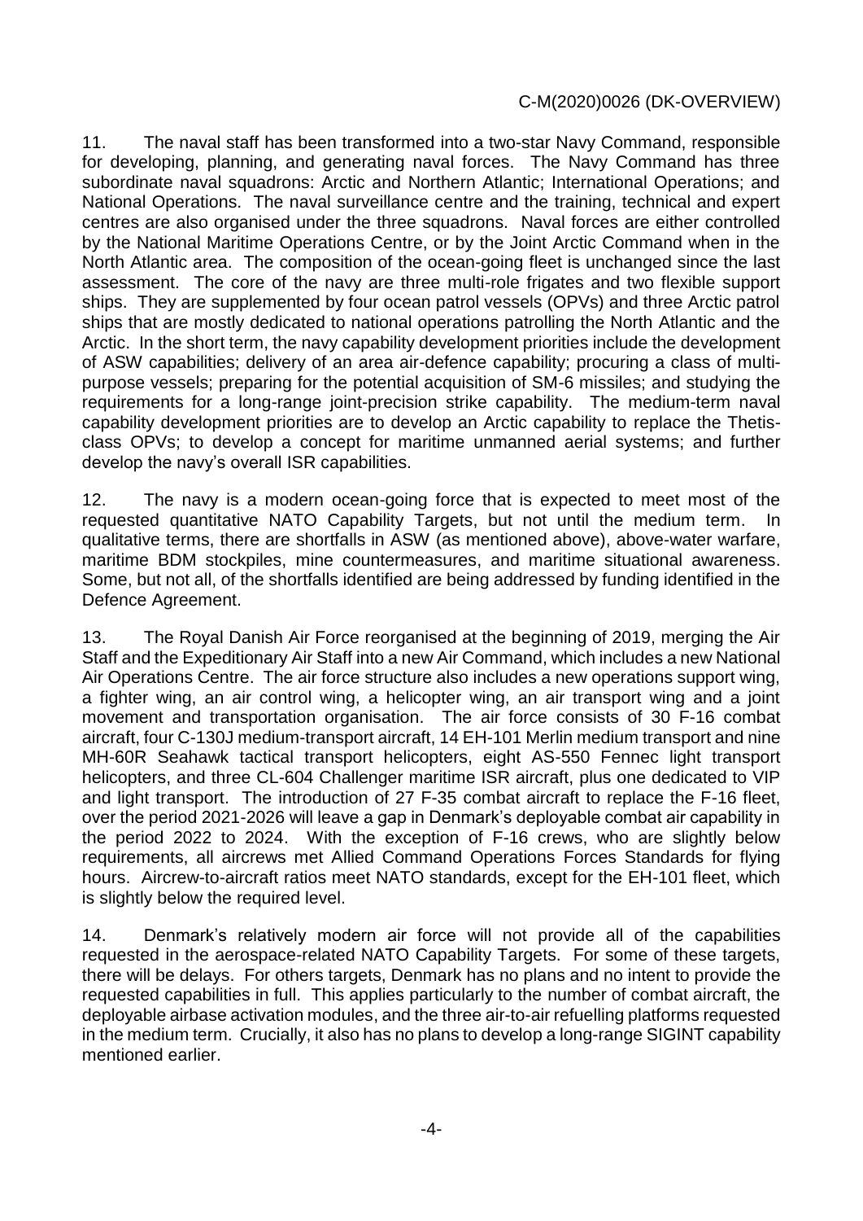11. The naval staff has been transformed into a two-star Navy Command, responsible for developing, planning, and generating naval forces. The Navy Command has three subordinate naval squadrons: Arctic and Northern Atlantic; International Operations; and National Operations. The naval surveillance centre and the training, technical and expert centres are also organised under the three squadrons. Naval forces are either controlled by the National Maritime Operations Centre, or by the Joint Arctic Command when in the North Atlantic area. The composition of the ocean-going fleet is unchanged since the last assessment. The core of the navy are three multi-role frigates and two flexible support ships. They are supplemented by four ocean patrol vessels (OPVs) and three Arctic patrol ships that are mostly dedicated to national operations patrolling the North Atlantic and the Arctic. In the short term, the navy capability development priorities include the development of ASW capabilities; delivery of an area air-defence capability; procuring a class of multi-purpose vessels; preparing for the potential acquisition of SM-6 missiles; and studying the requirements for a long-range joint-precision strike capability. The medium-term naval capability development priorities are to develop an Arctic capability to replace the Thetis-class OPVs; to develop a concept for maritime unmanned aerial systems; and further develop the navy's overall ISR capabilities.

12. The navy is a modern ocean-going force that is expected to meet most of the requested quantitative NATO Capability Targets, but not until the medium term. In qualitative terms, there are shortfalls in ASW (as mentioned above), above-water warfare, maritime BDM stockpiles, mine countermeasures, and maritime situational awareness. Some, but not all, of the shortfalls identified are being addressed by funding identified in the Defence Agreement.

13. The Royal Danish Air Force reorganised at the beginning of 2019, merging the Air Staff and the Expeditionary Air Staff into a new Air Command, which includes a new National Air Operations Centre. The air force structure also includes a new operations support wing, a fighter wing, an air control wing, a helicopter wing, an air transport wing and a joint movement and transportation organisation. The air force consists of 30 F-16 combat aircraft, four C-130J medium-transport aircraft, 14 EH-101 Merlin medium transport and nine MH-60R Seahawk tactical transport helicopters, eight AS-550 Fennec light transport helicopters, and three CL-604 Challenger maritime ISR aircraft, plus one dedicated to VIP and light transport. The introduction of 27 F-35 combat aircraft to replace the F-16 fleet, over the period 2021-2026 will leave a gap in Denmark's deployable combat air capability in the period 2022 to 2024. With the exception of F-16 crews, who are slightly below requirements, all aircrews met Allied Command Operations Forces Standards for flying hours. Aircrew-to-aircraft ratios meet NATO standards, except for the EH-101 fleet, which is slightly below the required level.

14. Denmark's relatively modern air force will not provide all of the capabilities requested in the aerospace-related NATO Capability Targets. For some of these targets, there will be delays. For others targets, Denmark has no plans and no intent to provide the requested capabilities in full. This applies particularly to the number of combat aircraft, the deployable airbase activation modules, and the three air-to-air refuelling platforms requested in the medium term. Crucially, it also has no plans to develop a long-range SIGINT capability mentioned earlier.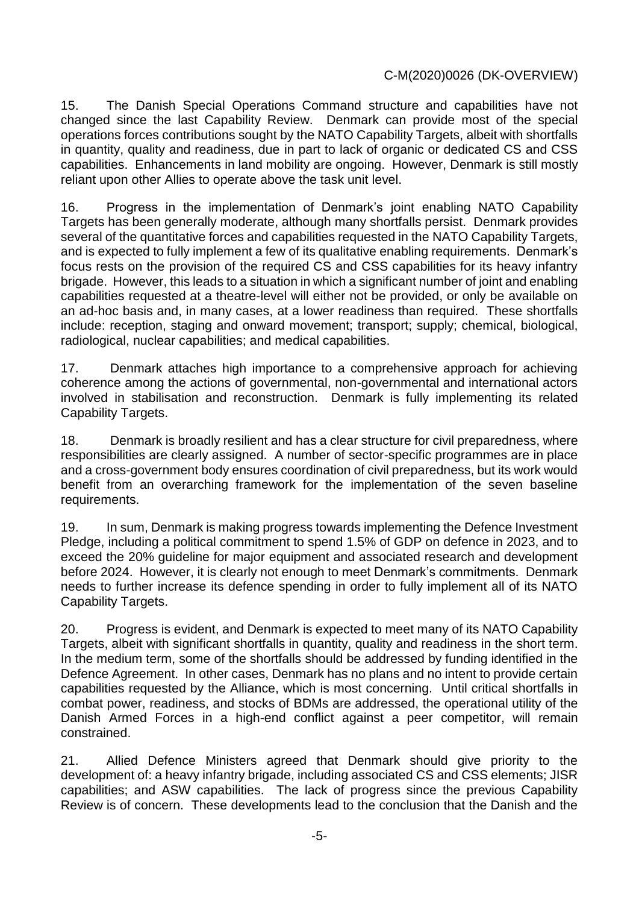15. The Danish Special Operations Command structure and capabilities have not changed since the last Capability Review. Denmark can provide most of the special operations forces contributions sought by the NATO Capability Targets, albeit with shortfalls in quantity, quality and readiness, due in part to lack of organic or dedicated CS and CSS capabilities. Enhancements in land mobility are ongoing. However, Denmark is still mostly reliant upon other Allies to operate above the task unit level.

16. Progress in the implementation of Denmark's joint enabling NATO Capability Targets has been generally moderate, although many shortfalls persist. Denmark provides several of the quantitative forces and capabilities requested in the NATO Capability Targets, and is expected to fully implement a few of its qualitative enabling requirements. Denmark's focus rests on the provision of the required CS and CSS capabilities for its heavy infantry brigade. However, this leads to a situation in which a significant number of joint and enabling capabilities requested at a theatre-level will either not be provided, or only be available on an ad-hoc basis and, in many cases, at a lower readiness than required. These shortfalls include: reception, staging and onward movement; transport; supply; chemical, biological, radiological, nuclear capabilities; and medical capabilities.

17. Denmark attaches high importance to a comprehensive approach for achieving coherence among the actions of governmental, non-governmental and international actors involved in stabilisation and reconstruction. Denmark is fully implementing its related Capability Targets.

18. Denmark is broadly resilient and has a clear structure for civil preparedness, where responsibilities are clearly assigned. A number of sector-specific programmes are in place and a cross-government body ensures coordination of civil preparedness, but its work would benefit from an overarching framework for the implementation of the seven baseline requirements.

19. In sum, Denmark is making progress towards implementing the Defence Investment Pledge, including a political commitment to spend 1.5% of GDP on defence in 2023, and to exceed the 20% guideline for major equipment and associated research and development before 2024. However, it is clearly not enough to meet Denmark's commitments. Denmark needs to further increase its defence spending in order to fully implement all of its NATO Capability Targets.

20. Progress is evident, and Denmark is expected to meet many of its NATO Capability Targets, albeit with significant shortfalls in quantity, quality and readiness in the short term. In the medium term, some of the shortfalls should be addressed by funding identified in the Defence Agreement. In other cases, Denmark has no plans and no intent to provide certain capabilities requested by the Alliance, which is most concerning. Until critical shortfalls in combat power, readiness, and stocks of BDMs are addressed, the operational utility of the Danish Armed Forces in a high-end conflict against a peer competitor, will remain constrained.

21. Allied Defence Ministers agreed that Denmark should give priority to the development of: a heavy infantry brigade, including associated CS and CSS elements; JISR capabilities; and ASW capabilities. The lack of progress since the previous Capability Review is of concern. These developments lead to the conclusion that the Danish and the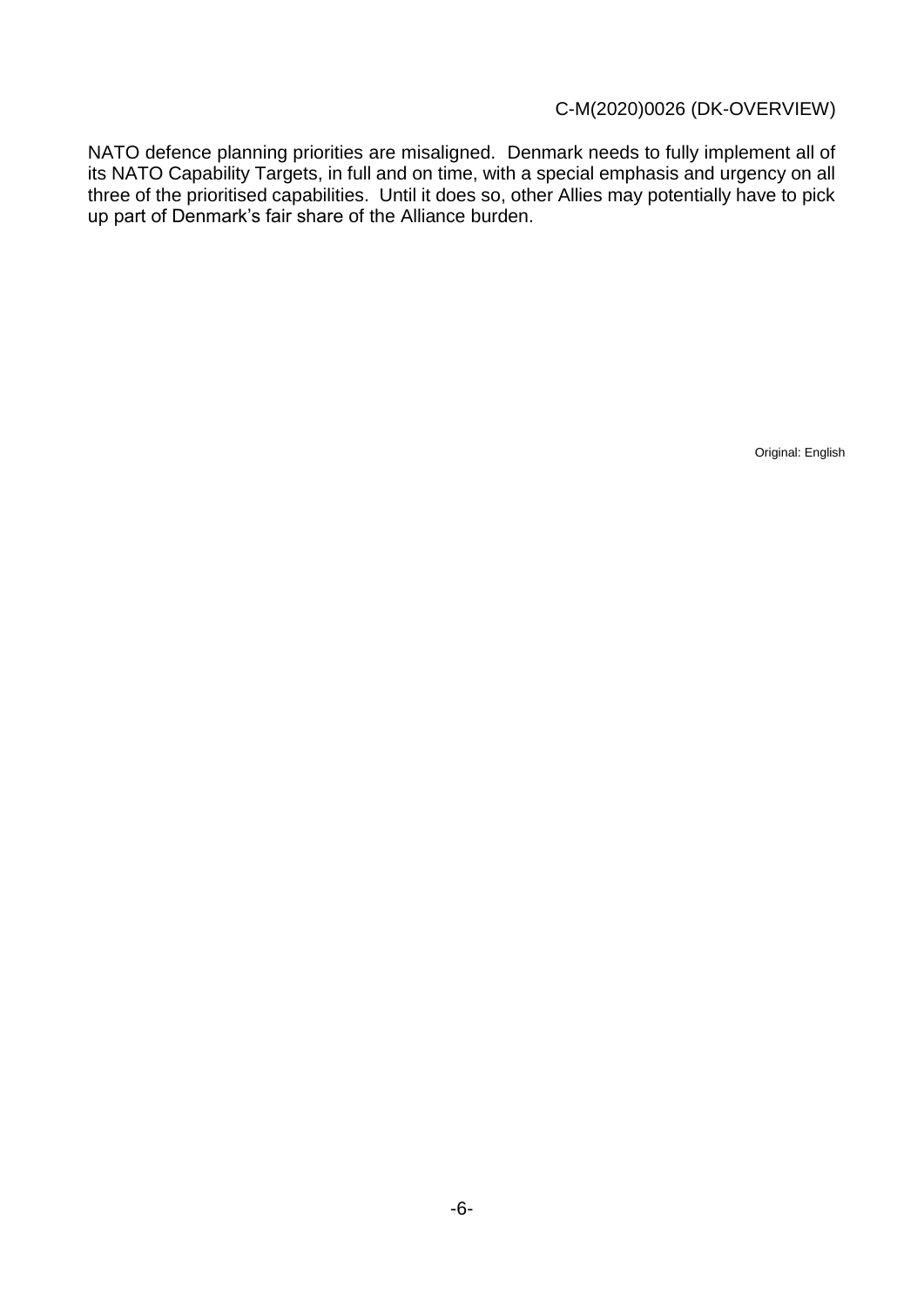NATO defence planning priorities are misaligned. Denmark needs to fully implement all of its NATO Capability Targets, in full and on time, with a special emphasis and urgency on all three of the prioritised capabilities. Until it does so, other Allies may potentially have to pick up part of Denmark's fair share of the Alliance burden.

Original: English